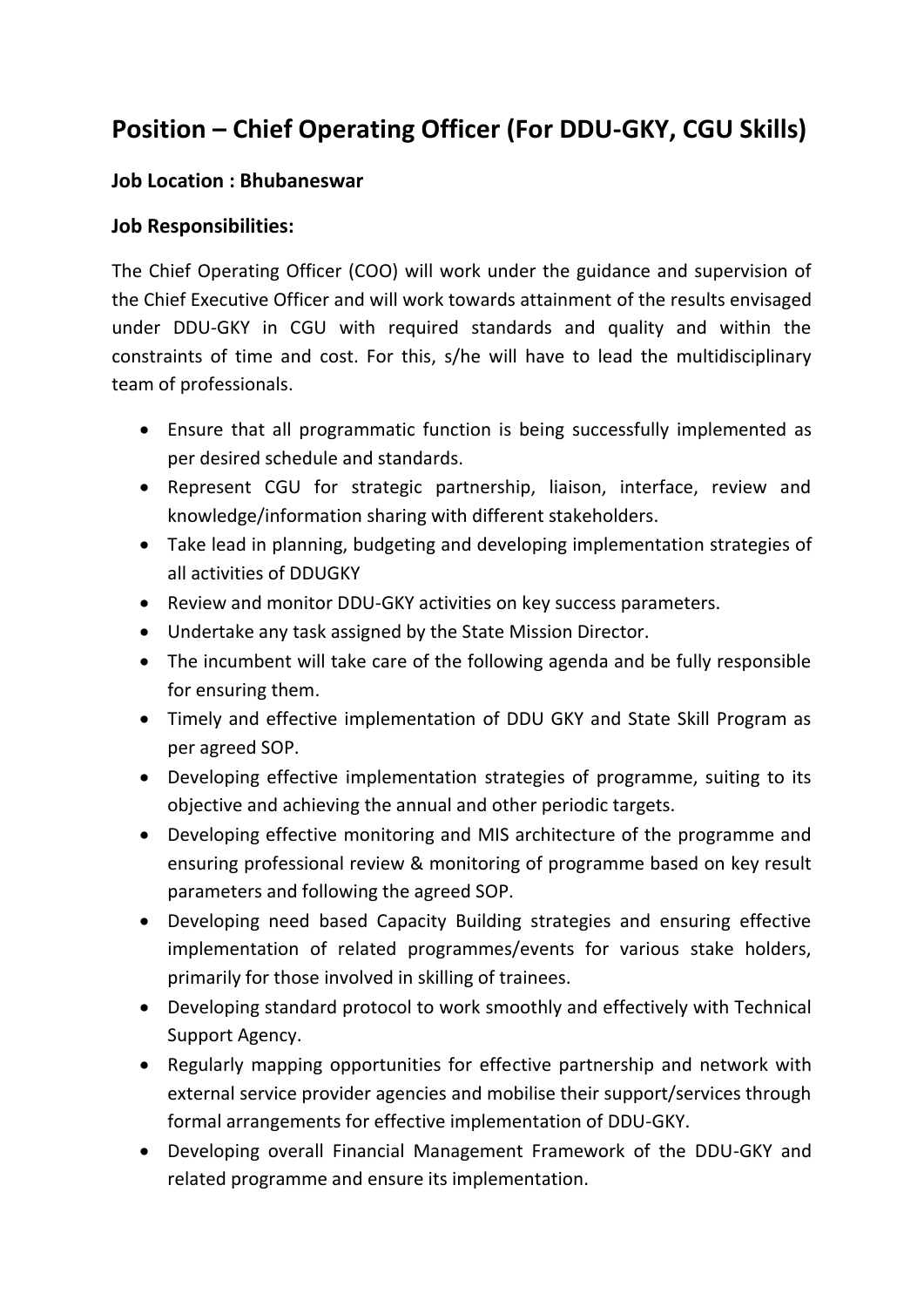# Position – Chief Operating Officer (For DDU-GKY, CGU Skills)

**Job Location : Bhubaneswar**

**Job Responsibilities:**

The Chief Operating Officer (COO) will work under the guidance and supervision of the Chief Executive Officer and will work towards attainment of the results envisaged under DDU-GKY in CGU with required standards and quality and within the constraints of time and cost. For this, s/he will have to lead the multidisciplinary team of professionals.

- Ensure that all programmatic function is being successfully implemented as per desired schedule and standards.
- Represent CGU for strategic partnership, liaison, interface, review and knowledge/information sharing with different stakeholders.
- Take lead in planning, budgeting and developing implementation strategies of all activities of DDUGKY
- Review and monitor DDU-GKY activities on key success parameters.
- Undertake any task assigned by the State Mission Director.
- The incumbent will take care of the following agenda and be fully responsible for ensuring them.
- Timely and effective implementation of DDU GKY and State Skill Program as per agreed SOP.
- Developing effective implementation strategies of programme, suiting to its objective and achieving the annual and other periodic targets.
- Developing effective monitoring and MIS architecture of the programme and ensuring professional review & monitoring of programme based on key result parameters and following the agreed SOP.
- Developing need based Capacity Building strategies and ensuring effective implementation of related programmes/events for various stake holders, primarily for those involved in skilling of trainees.
- Developing standard protocol to work smoothly and effectively with Technical Support Agency.
- Regularly mapping opportunities for effective partnership and network with external service provider agencies and mobilise their support/services through formal arrangements for effective implementation of DDU-GKY.
- Developing overall Financial Management Framework of the DDU-GKY and related programme and ensure its implementation.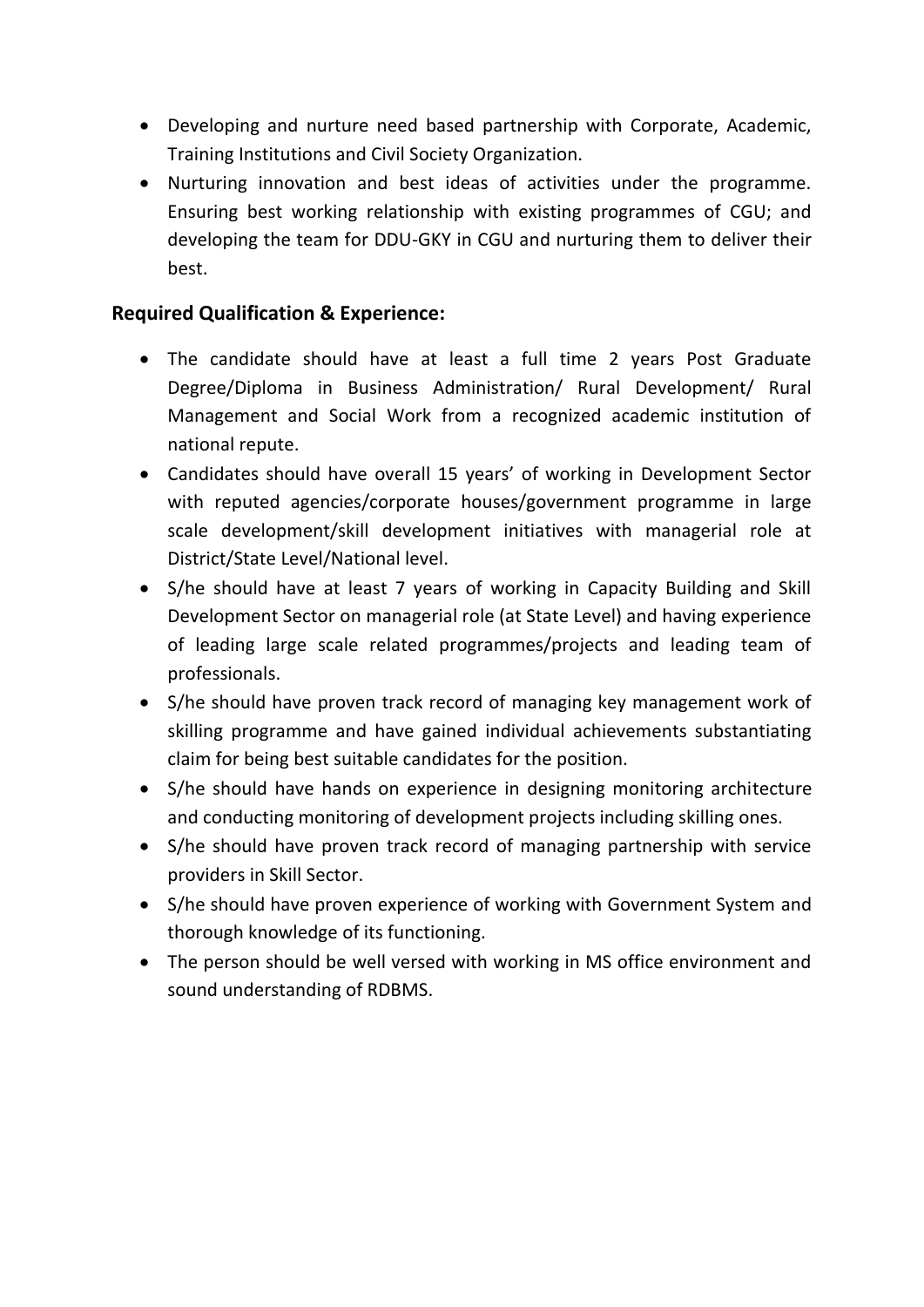- Developing and nurture need based partnership with Corporate, Academic, Training Institutions and Civil Society Organization.
- Nurturing innovation and best ideas of activities under the programme. Ensuring best working relationship with existing programmes of CGU; and developing the team for DDU-GKY in CGU and nurturing them to deliver their best.

**Required Qualification & Experience:**

- The candidate should have at least a full time 2 years Post Graduate Degree/Diploma in Business Administration/ Rural Development/ Rural Management and Social Work from a recognized academic institution of national repute.
- Candidates should have overall 15 years' of working in Development Sector with reputed agencies/corporate houses/government programme in large scale development/skill development initiatives with managerial role at District/State Level/National level.
- S/he should have at least 7 years of working in Capacity Building and Skill Development Sector on managerial role (at State Level) and having experience of leading large scale related programmes/projects and leading team of professionals.
- S/he should have proven track record of managing key management work of skilling programme and have gained individual achievements substantiating claim for being best suitable candidates for the position.
- S/he should have hands on experience in designing monitoring architecture and conducting monitoring of development projects including skilling ones.
- S/he should have proven track record of managing partnership with service providers in Skill Sector.
- S/he should have proven experience of working with Government System and thorough knowledge of its functioning.
- The person should be well versed with working in MS office environment and sound understanding of RDBMS.